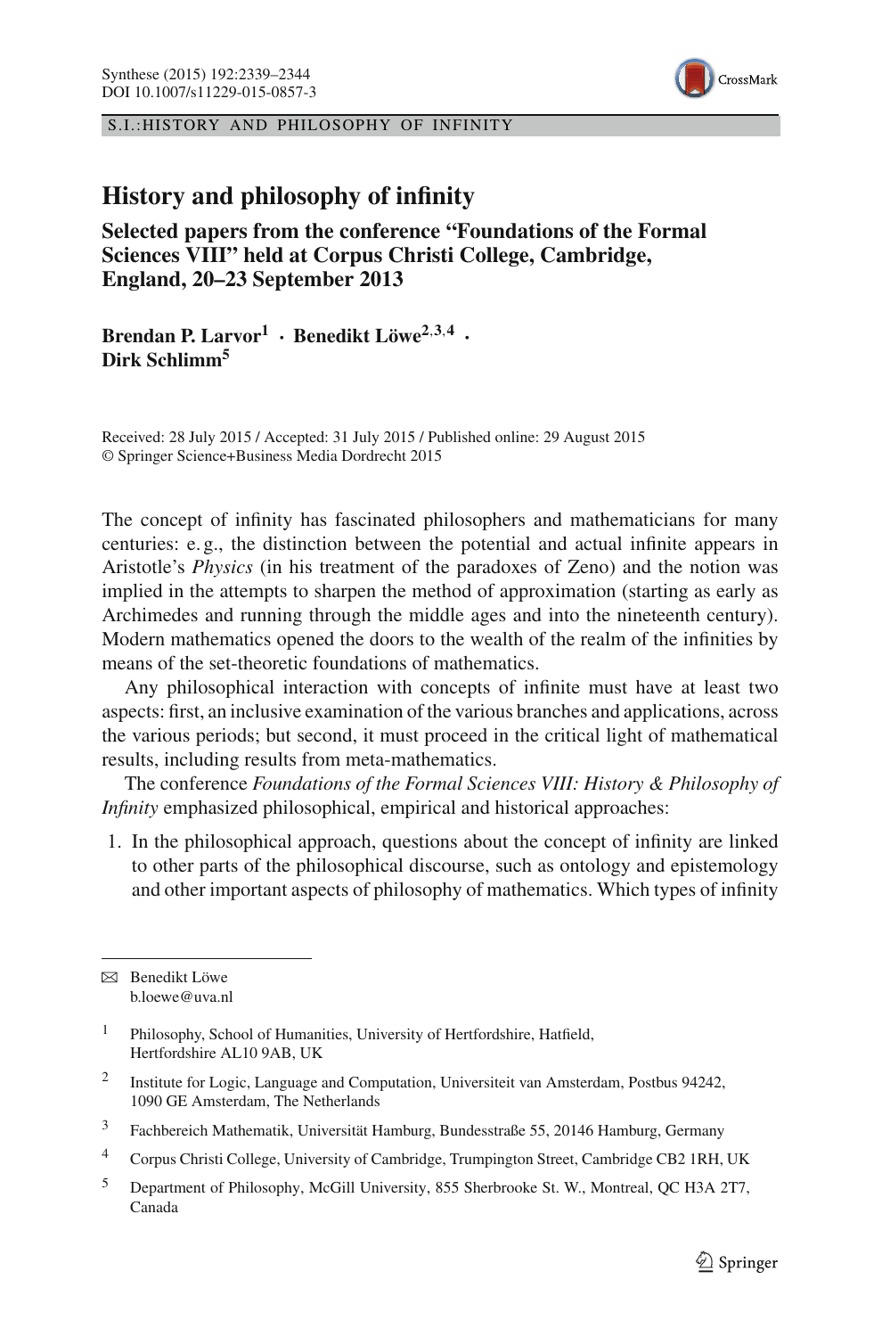S.I.:HISTORY AND PHILOSOPHY OF INFINITY

# History and philosophy of infinity

## Selected papers from the conference "Foundations of the Formal Sciences VIII" held at Corpus Christi College, Cambridge, England, 20–23 September 2013

**Brendan P. Larvor**[1] · **Benedikt Löwe**[2,3,4] · **Dirk Schlimm**[5]

Received: 28 July 2015 / Accepted: 31 July 2015 / Published online: 29 August 2015
© Springer Science+Business Media Dordrecht 2015

The concept of infinity has fascinated philosophers and mathematicians for many centuries: e. g., the distinction between the potential and actual infinite appears in Aristotle's *Physics* (in his treatment of the paradoxes of Zeno) and the notion was implied in the attempts to sharpen the method of approximation (starting as early as Archimedes and running through the middle ages and into the nineteenth century). Modern mathematics opened the doors to the wealth of the realm of the infinities by means of the set-theoretic foundations of mathematics.

Any philosophical interaction with concepts of infinite must have at least two aspects: first, an inclusive examination of the various branches and applications, across the various periods; but second, it must proceed in the critical light of mathematical results, including results from meta-mathematics.

The conference *Foundations of the Formal Sciences VIII: History & Philosophy of Infinity* emphasized philosophical, empirical and historical approaches:

1. In the philosophical approach, questions about the concept of infinity are linked to other parts of the philosophical discourse, such as ontology and epistemology and other important aspects of philosophy of mathematics. Which types of infinity

---

✉ Benedikt Löwe
b.loewe@uva.nl

[1] Philosophy, School of Humanities, University of Hertfordshire, Hatfield, Hertfordshire AL10 9AB, UK

[2] Institute for Logic, Language and Computation, Universiteit van Amsterdam, Postbus 94242, 1090 GE Amsterdam, The Netherlands

[3] Fachbereich Mathematik, Universität Hamburg, Bundesstraße 55, 20146 Hamburg, Germany

[4] Corpus Christi College, University of Cambridge, Trumpington Street, Cambridge CB2 1RH, UK

[5] Department of Philosophy, McGill University, 855 Sherbrooke St. W., Montreal, QC H3A 2T7, Canada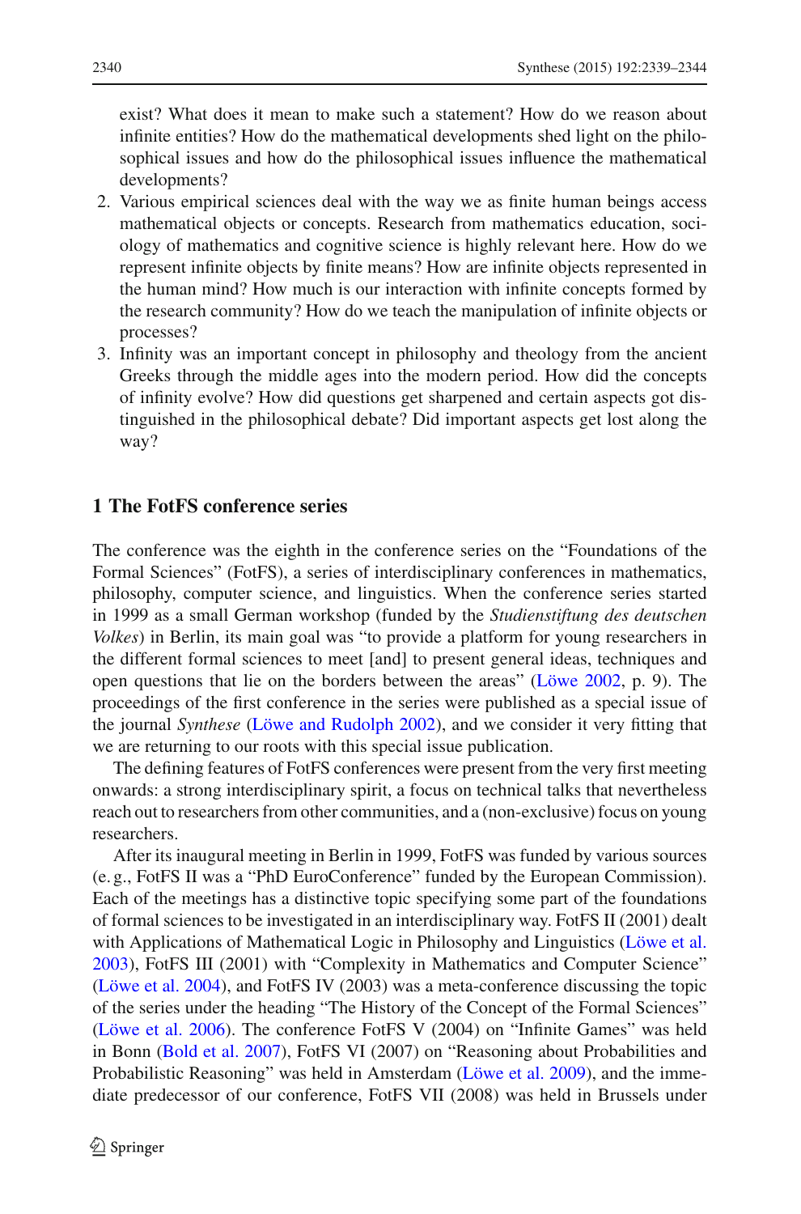exist? What does it mean to make such a statement? How do we reason about infinite entities? How do the mathematical developments shed light on the philosophical issues and how do the philosophical issues influence the mathematical developments?

2. Various empirical sciences deal with the way we as finite human beings access mathematical objects or concepts. Research from mathematics education, sociology of mathematics and cognitive science is highly relevant here. How do we represent infinite objects by finite means? How are infinite objects represented in the human mind? How much is our interaction with infinite concepts formed by the research community? How do we teach the manipulation of infinite objects or processes?
3. Infinity was an important concept in philosophy and theology from the ancient Greeks through the middle ages into the modern period. How did the concepts of infinity evolve? How did questions get sharpened and certain aspects got distinguished in the philosophical debate? Did important aspects get lost along the way?

## 1 The FotFS conference series

The conference was the eighth in the conference series on the "Foundations of the Formal Sciences" (FotFS), a series of interdisciplinary conferences in mathematics, philosophy, computer science, and linguistics. When the conference series started in 1999 as a small German workshop (funded by the *Studienstiftung des deutschen Volkes*) in Berlin, its main goal was "to provide a platform for young researchers in the different formal sciences to meet [and] to present general ideas, techniques and open questions that lie on the borders between the areas" (Löwe 2002, p. 9). The proceedings of the first conference in the series were published as a special issue of the journal *Synthese* (Löwe and Rudolph 2002), and we consider it very fitting that we are returning to our roots with this special issue publication.

The defining features of FotFS conferences were present from the very first meeting onwards: a strong interdisciplinary spirit, a focus on technical talks that nevertheless reach out to researchers from other communities, and a (non-exclusive) focus on young researchers.

After its inaugural meeting in Berlin in 1999, FotFS was funded by various sources (e. g., FotFS II was a "PhD EuroConference" funded by the European Commission). Each of the meetings has a distinctive topic specifying some part of the foundations of formal sciences to be investigated in an interdisciplinary way. FotFS II (2001) dealt with Applications of Mathematical Logic in Philosophy and Linguistics (Löwe et al. 2003), FotFS III (2001) with "Complexity in Mathematics and Computer Science" (Löwe et al. 2004), and FotFS IV (2003) was a meta-conference discussing the topic of the series under the heading "The History of the Concept of the Formal Sciences" (Löwe et al. 2006). The conference FotFS V (2004) on "Infinite Games" was held in Bonn (Bold et al. 2007), FotFS VI (2007) on "Reasoning about Probabilities and Probabilistic Reasoning" was held in Amsterdam (Löwe et al. 2009), and the immediate predecessor of our conference, FotFS VII (2008) was held in Brussels under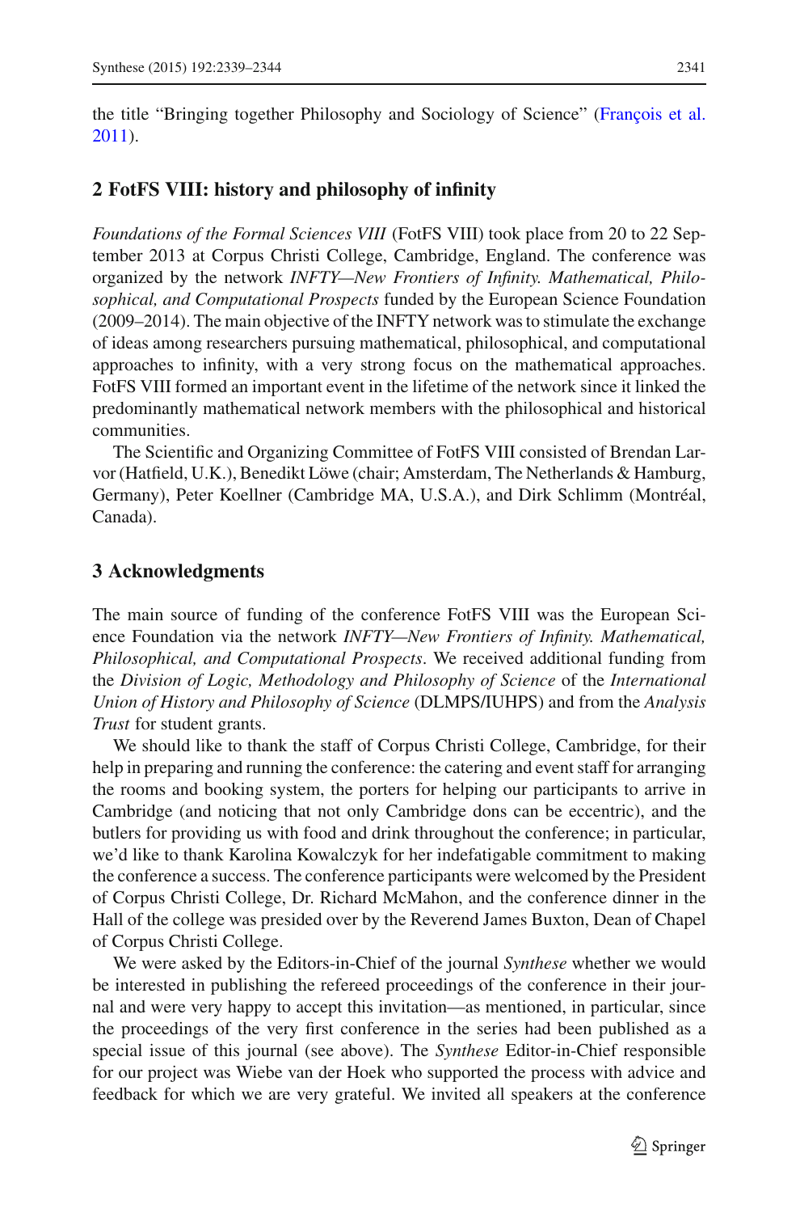the title "Bringing together Philosophy and Sociology of Science" (François et al. 2011).

## 2 FotFS VIII: history and philosophy of infinity

*Foundations of the Formal Sciences VIII* (FotFS VIII) took place from 20 to 22 September 2013 at Corpus Christi College, Cambridge, England. The conference was organized by the network *INFTY—New Frontiers of Infinity. Mathematical, Philosophical, and Computational Prospects* funded by the European Science Foundation (2009–2014). The main objective of the INFTY network was to stimulate the exchange of ideas among researchers pursuing mathematical, philosophical, and computational approaches to infinity, with a very strong focus on the mathematical approaches. FotFS VIII formed an important event in the lifetime of the network since it linked the predominantly mathematical network members with the philosophical and historical communities.

The Scientific and Organizing Committee of FotFS VIII consisted of Brendan Larvor (Hatfield, U.K.), Benedikt Löwe (chair; Amsterdam, The Netherlands & Hamburg, Germany), Peter Koellner (Cambridge MA, U.S.A.), and Dirk Schlimm (Montréal, Canada).

## 3 Acknowledgments

The main source of funding of the conference FotFS VIII was the European Science Foundation via the network *INFTY—New Frontiers of Infinity. Mathematical, Philosophical, and Computational Prospects*. We received additional funding from the *Division of Logic, Methodology and Philosophy of Science* of the *International Union of History and Philosophy of Science* (DLMPS/IUHPS) and from the *Analysis Trust* for student grants.

We should like to thank the staff of Corpus Christi College, Cambridge, for their help in preparing and running the conference: the catering and event staff for arranging the rooms and booking system, the porters for helping our participants to arrive in Cambridge (and noticing that not only Cambridge dons can be eccentric), and the butlers for providing us with food and drink throughout the conference; in particular, we'd like to thank Karolina Kowalczyk for her indefatigable commitment to making the conference a success. The conference participants were welcomed by the President of Corpus Christi College, Dr. Richard McMahon, and the conference dinner in the Hall of the college was presided over by the Reverend James Buxton, Dean of Chapel of Corpus Christi College.

We were asked by the Editors-in-Chief of the journal *Synthese* whether we would be interested in publishing the refereed proceedings of the conference in their journal and were very happy to accept this invitation—as mentioned, in particular, since the proceedings of the very first conference in the series had been published as a special issue of this journal (see above). The *Synthese* Editor-in-Chief responsible for our project was Wiebe van der Hoek who supported the process with advice and feedback for which we are very grateful. We invited all speakers at the conference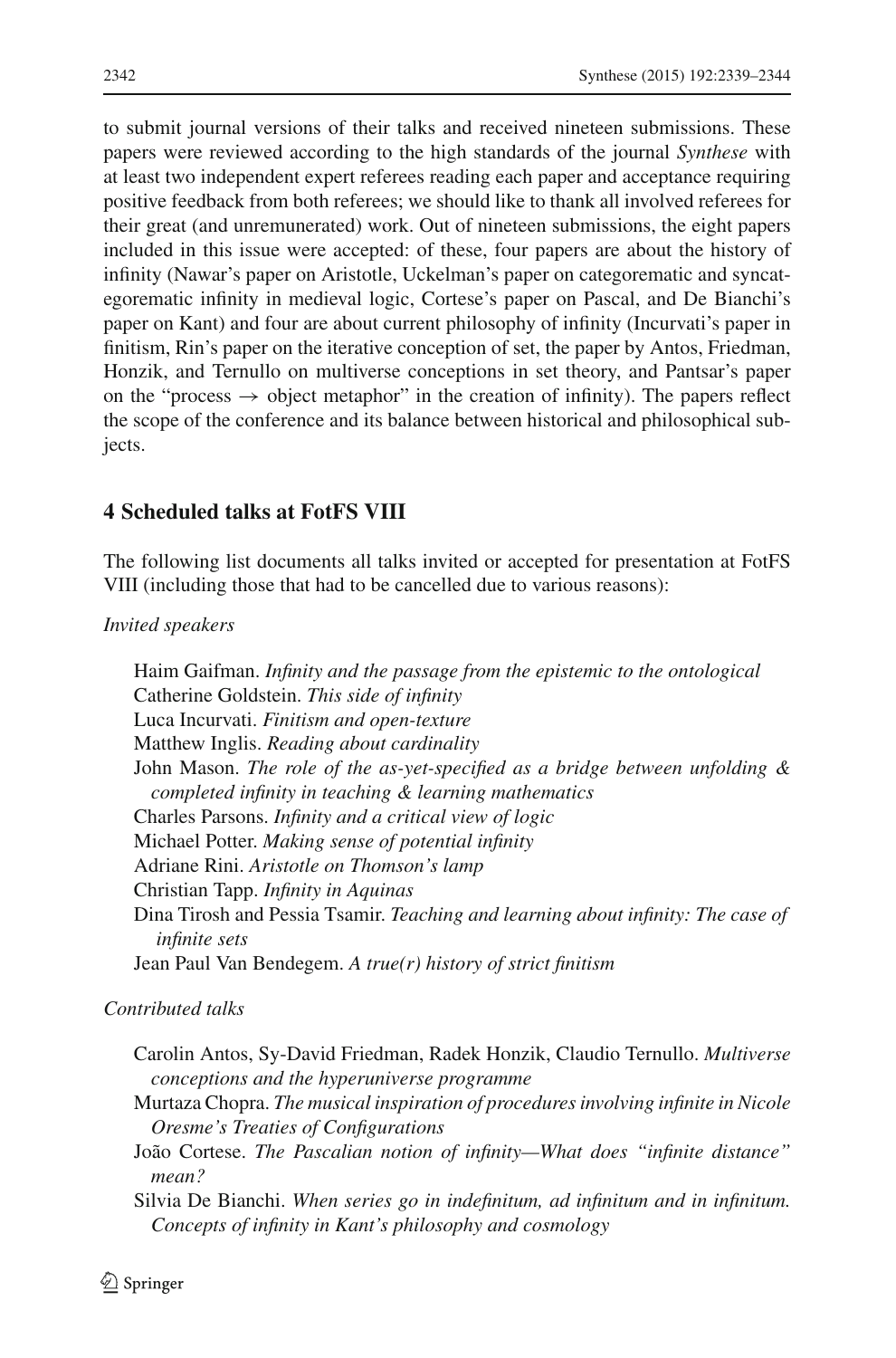to submit journal versions of their talks and received nineteen submissions. These papers were reviewed according to the high standards of the journal *Synthese* with at least two independent expert referees reading each paper and acceptance requiring positive feedback from both referees; we should like to thank all involved referees for their great (and unremunerated) work. Out of nineteen submissions, the eight papers included in this issue were accepted: of these, four papers are about the history of infinity (Nawar's paper on Aristotle, Uckelman's paper on categorematic and syncategorematic infinity in medieval logic, Cortese's paper on Pascal, and De Bianchi's paper on Kant) and four are about current philosophy of infinity (Incurvati's paper in finitism, Rin's paper on the iterative conception of set, the paper by Antos, Friedman, Honzik, and Ternullo on multiverse conceptions in set theory, and Pantsar's paper on the "process $\rightarrow$ object metaphor" in the creation of infinity). The papers reflect the scope of the conference and its balance between historical and philosophical subjects.

## 4 Scheduled talks at FotFS VIII

The following list documents all talks invited or accepted for presentation at FotFS VIII (including those that had to be cancelled due to various reasons):

*Invited speakers*

Haim Gaifman. *Infinity and the passage from the epistemic to the ontological*
Catherine Goldstein. *This side of infinity*
Luca Incurvati. *Finitism and open-texture*
Matthew Inglis. *Reading about cardinality*
John Mason. *The role of the as-yet-specified as a bridge between unfolding & completed infinity in teaching & learning mathematics*
Charles Parsons. *Infinity and a critical view of logic*
Michael Potter. *Making sense of potential infinity*
Adriane Rini. *Aristotle on Thomson's lamp*
Christian Tapp. *Infinity in Aquinas*
Dina Tirosh and Pessia Tsamir. *Teaching and learning about infinity: The case of infinite sets*
Jean Paul Van Bendegem. *A true(r) history of strict finitism*

*Contributed talks*

Carolin Antos, Sy-David Friedman, Radek Honzik, Claudio Ternullo. *Multiverse conceptions and the hyperuniverse programme*
Murtaza Chopra. *The musical inspiration of procedures involving infinite in Nicole Oresme's Treaties of Configurations*
João Cortese. *The Pascalian notion of infinity—What does "infinite distance" mean?*
Silvia De Bianchi. *When series go in indefinitum, ad infinitum and in infinitum. Concepts of infinity in Kant's philosophy and cosmology*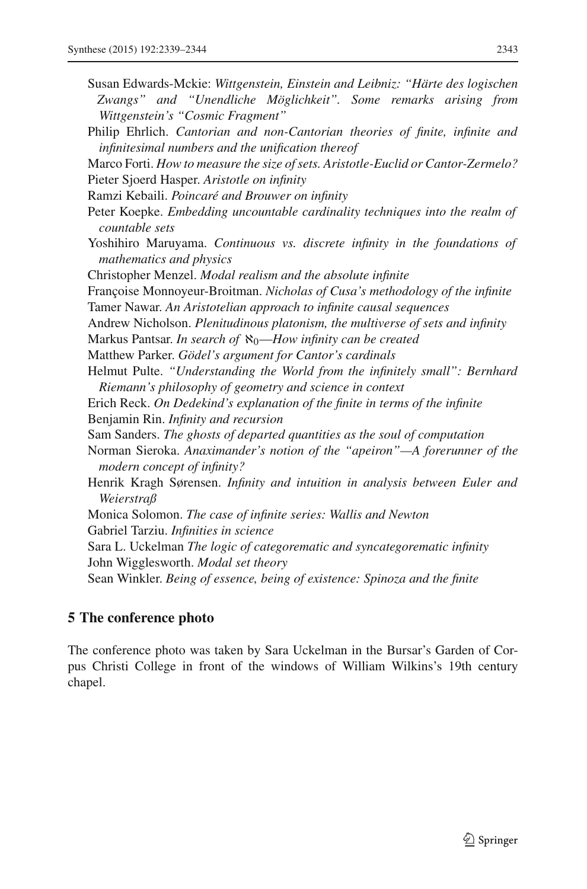Susan Edwards-Mckie: *Wittgenstein, Einstein and Leibniz: "Härte des logischen Zwangs" and "Unendliche Möglichkeit". Some remarks arising from Wittgenstein's "Cosmic Fragment"*

Philip Ehrlich. *Cantorian and non-Cantorian theories of finite, infinite and infinitesimal numbers and the unification thereof*

Marco Forti. *How to measure the size of sets. Aristotle-Euclid or Cantor-Zermelo?*

Pieter Sjoerd Hasper. *Aristotle on infinity*

Ramzi Kebaili. *Poincaré and Brouwer on infinity*

Peter Koepke. *Embedding uncountable cardinality techniques into the realm of countable sets*

Yoshihiro Maruyama. *Continuous vs. discrete infinity in the foundations of mathematics and physics*

Christopher Menzel. *Modal realism and the absolute infinite*

Françoise Monnoyeur-Broitman. *Nicholas of Cusa's methodology of the infinite*

Tamer Nawar. *An Aristotelian approach to infinite causal sequences*

Andrew Nicholson. *Plenitudinous platonism, the multiverse of sets and infinity*

Markus Pantsar. *In search of $\aleph_0$—How infinity can be created*

Matthew Parker. *Gödel's argument for Cantor's cardinals*

Helmut Pulte. *"Understanding the World from the infinitely small": Bernhard Riemann's philosophy of geometry and science in context*

Erich Reck. *On Dedekind's explanation of the finite in terms of the infinite*

Benjamin Rin. *Infinity and recursion*

Sam Sanders. *The ghosts of departed quantities as the soul of computation*

Norman Sieroka. *Anaximander's notion of the "apeiron"—A forerunner of the modern concept of infinity?*

Henrik Kragh Sørensen. *Infinity and intuition in analysis between Euler and Weierstraß*

Monica Solomon. *The case of infinite series: Wallis and Newton*

Gabriel Tarziu. *Infinities in science*

Sara L. Uckelman *The logic of categorematic and syncategorematic infinity*

John Wigglesworth. *Modal set theory*

Sean Winkler. *Being of essence, being of existence: Spinoza and the finite*

## 5 The conference photo

The conference photo was taken by Sara Uckelman in the Bursar's Garden of Corpus Christi College in front of the windows of William Wilkins's 19th century chapel.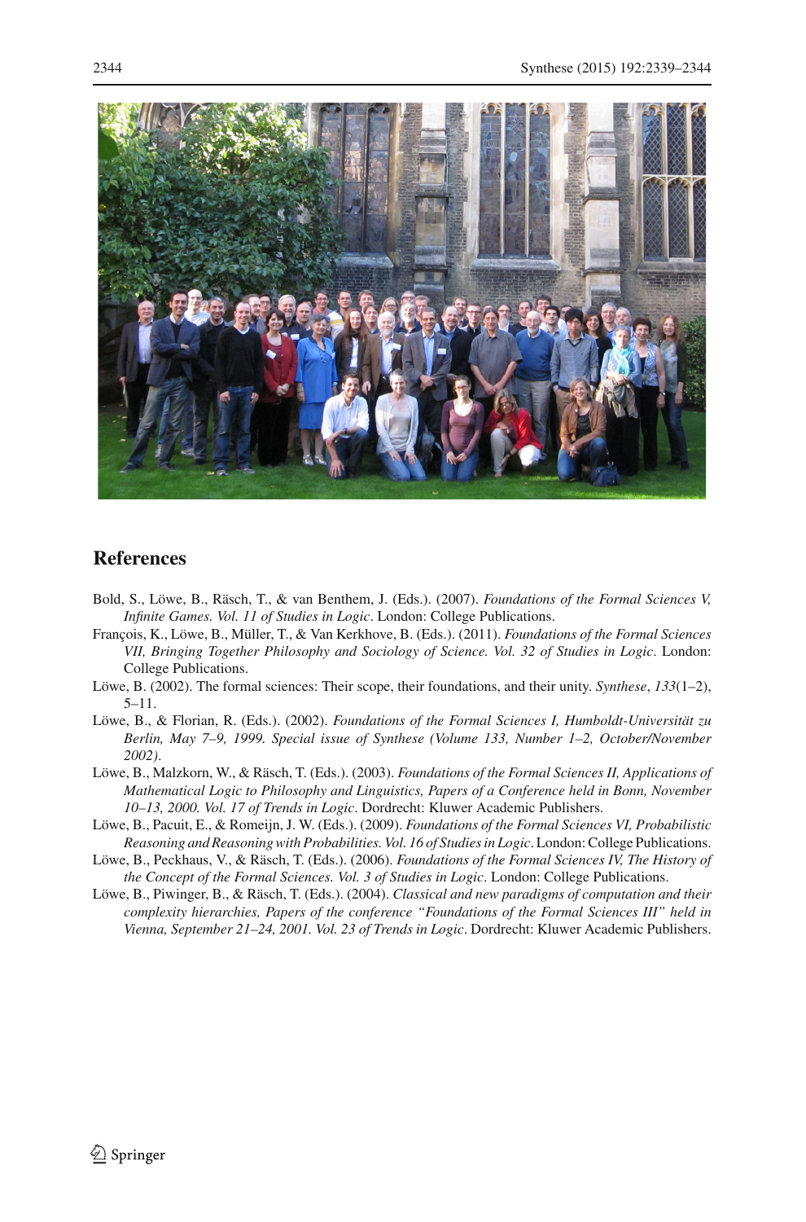## References

Bold, S., Löwe, B., Räsch, T., & van Benthem, J. (Eds.). (2007). *Foundations of the Formal Sciences V, Infinite Games. Vol. 11 of Studies in Logic*. London: College Publications.

François, K., Löwe, B., Müller, T., & Van Kerkhove, B. (Eds.). (2011). *Foundations of the Formal Sciences VII, Bringing Together Philosophy and Sociology of Science. Vol. 32 of Studies in Logic*. London: College Publications.

Löwe, B. (2002). The formal sciences: Their scope, their foundations, and their unity. *Synthese*, *133*(1–2), 5–11.

Löwe, B., & Florian, R. (Eds.). (2002). *Foundations of the Formal Sciences I, Humboldt-Universität zu Berlin, May 7–9, 1999. Special issue of Synthese (Volume 133, Number 1–2, October/November 2002)*.

Löwe, B., Malzkorn, W., & Räsch, T. (Eds.). (2003). *Foundations of the Formal Sciences II, Applications of Mathematical Logic to Philosophy and Linguistics, Papers of a Conference held in Bonn, November 10–13, 2000. Vol. 17 of Trends in Logic*. Dordrecht: Kluwer Academic Publishers.

Löwe, B., Pacuit, E., & Romeijn, J. W. (Eds.). (2009). *Foundations of the Formal Sciences VI, Probabilistic Reasoning and Reasoning with Probabilities. Vol. 16 of Studies in Logic*. London: College Publications.

Löwe, B., Peckhaus, V., & Räsch, T. (Eds.). (2006). *Foundations of the Formal Sciences IV, The History of the Concept of the Formal Sciences. Vol. 3 of Studies in Logic*. London: College Publications.

Löwe, B., Piwinger, B., & Räsch, T. (Eds.). (2004). *Classical and new paradigms of computation and their complexity hierarchies, Papers of the conference "Foundations of the Formal Sciences III" held in Vienna, September 21–24, 2001. Vol. 23 of Trends in Logic*. Dordrecht: Kluwer Academic Publishers.